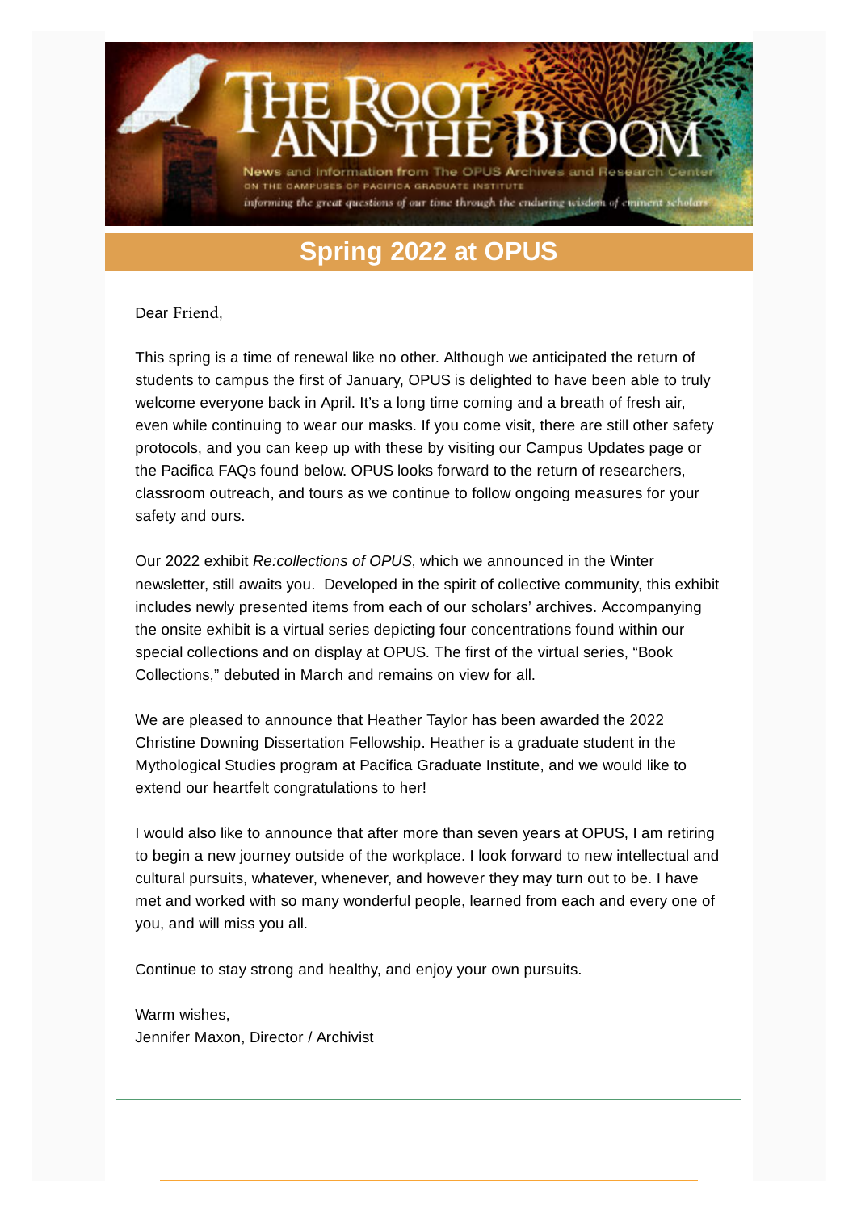# THE ROOT AND THE BLOOM

News and Information from The OPUS Archives and Research Center

ON THE CAMPUSES OF PACIFICA GRADUATE INSTITUTE

*informing the great questions of our time through the enduring wisdom of eminent scholars*

## Spring 2022 at OPUS

Dear Friend,

This spring is a time of renewal like no other. Although we anticipated the return of students to campus the first of January, OPUS is delighted to have been able to truly welcome everyone back in April. It's a long time coming and a breath of fresh air, even while continuing to wear our masks. If you come visit, there are still other safety protocols, and you can keep up with these by visiting our Campus Updates page or the Pacifica FAQs found below. OPUS looks forward to the return of researchers, classroom outreach, and tours as we continue to follow ongoing measures for your safety and ours.

Our 2022 exhibit *Re:collections of OPUS*, which we announced in the Winter newsletter, still awaits you. Developed in the spirit of collective community, this exhibit includes newly presented items from each of our scholars' archives. Accompanying the onsite exhibit is a virtual series depicting four concentrations found within our special collections and on display at OPUS. The first of the virtual series, "Book Collections," debuted in March and remains on view for all.

We are pleased to announce that Heather Taylor has been awarded the 2022 Christine Downing Dissertation Fellowship. Heather is a graduate student in the Mythological Studies program at Pacifica Graduate Institute, and we would like to extend our heartfelt congratulations to her!

I would also like to announce that after more than seven years at OPUS, I am retiring to begin a new journey outside of the workplace. I look forward to new intellectual and cultural pursuits, whatever, whenever, and however they may turn out to be. I have met and worked with so many wonderful people, learned from each and every one of you, and will miss you all.

Continue to stay strong and healthy, and enjoy your own pursuits.

Warm wishes,
Jennifer Maxon, Director / Archivist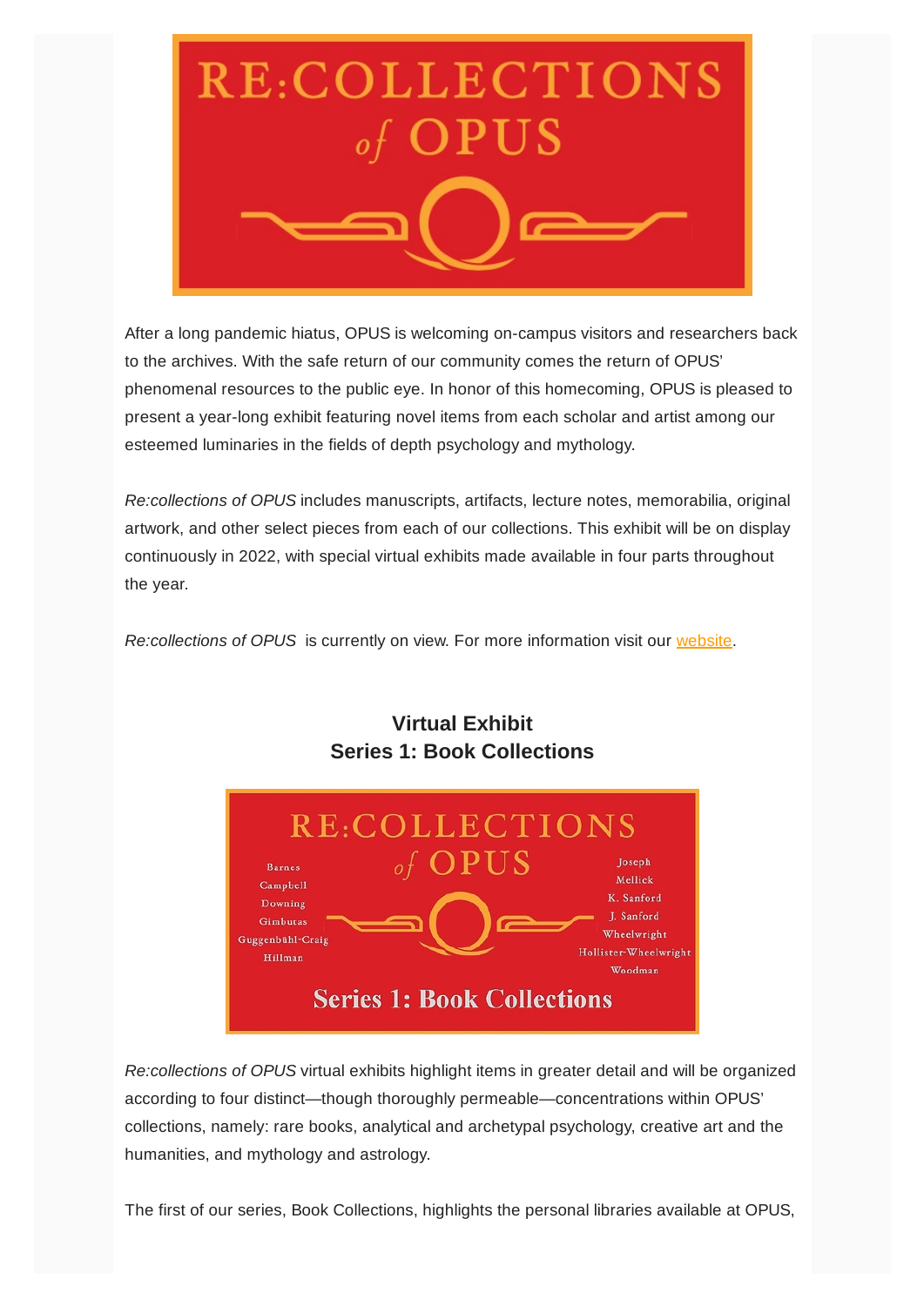After a long pandemic hiatus, OPUS is welcoming on-campus visitors and researchers back to the archives. With the safe return of our community comes the return of OPUS' phenomenal resources to the public eye. In honor of this homecoming, OPUS is pleased to present a year-long exhibit featuring novel items from each scholar and artist among our esteemed luminaries in the fields of depth psychology and mythology.

*Re:collections of OPUS* includes manuscripts, artifacts, lecture notes, memorabilia, original artwork, and other select pieces from each of our collections. This exhibit will be on display continuously in 2022, with special virtual exhibits made available in four parts throughout the year.

*Re:collections of OPUS* is currently on view. For more information visit our website.

## Virtual Exhibit
## Series 1: Book Collections

*Re:collections of OPUS* virtual exhibits highlight items in greater detail and will be organized according to four distinct—though thoroughly permeable—concentrations within OPUS' collections, namely: rare books, analytical and archetypal psychology, creative art and the humanities, and mythology and astrology.

The first of our series, Book Collections, highlights the personal libraries available at OPUS,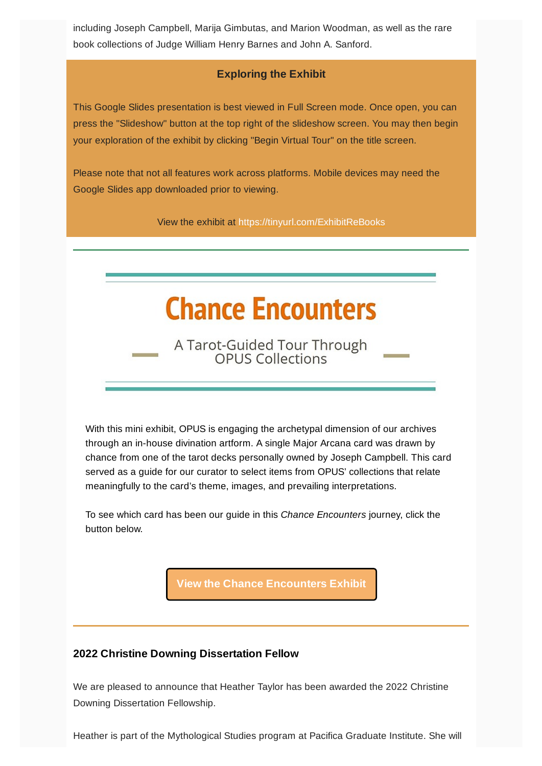including Joseph Campbell, Marija Gimbutas, and Marion Woodman, as well as the rare book collections of Judge William Henry Barnes and John A. Sanford.

**Exploring the Exhibit**

This Google Slides presentation is best viewed in Full Screen mode. Once open, you can press the "Slideshow" button at the top right of the slideshow screen. You may then begin your exploration of the exhibit by clicking "Begin Virtual Tour" on the title screen.

Please note that not all features work across platforms. Mobile devices may need the Google Slides app downloaded prior to viewing.

View the exhibit at https://tinyurl.com/ExhibitReBooks

---

# Chance Encounters

A Tarot-Guided Tour Through OPUS Collections

With this mini exhibit, OPUS is engaging the archetypal dimension of our archives through an in-house divination artform. A single Major Arcana card was drawn by chance from one of the tarot decks personally owned by Joseph Campbell. This card served as a guide for our curator to select items from OPUS' collections that relate meaningfully to the card's theme, images, and prevailing interpretations.

To see which card has been our guide in this *Chance Encounters* journey, click the button below.

**View the Chance Encounters Exhibit**

---

**2022 Christine Downing Dissertation Fellow**

We are pleased to announce that Heather Taylor has been awarded the 2022 Christine Downing Dissertation Fellowship.

Heather is part of the Mythological Studies program at Pacifica Graduate Institute. She will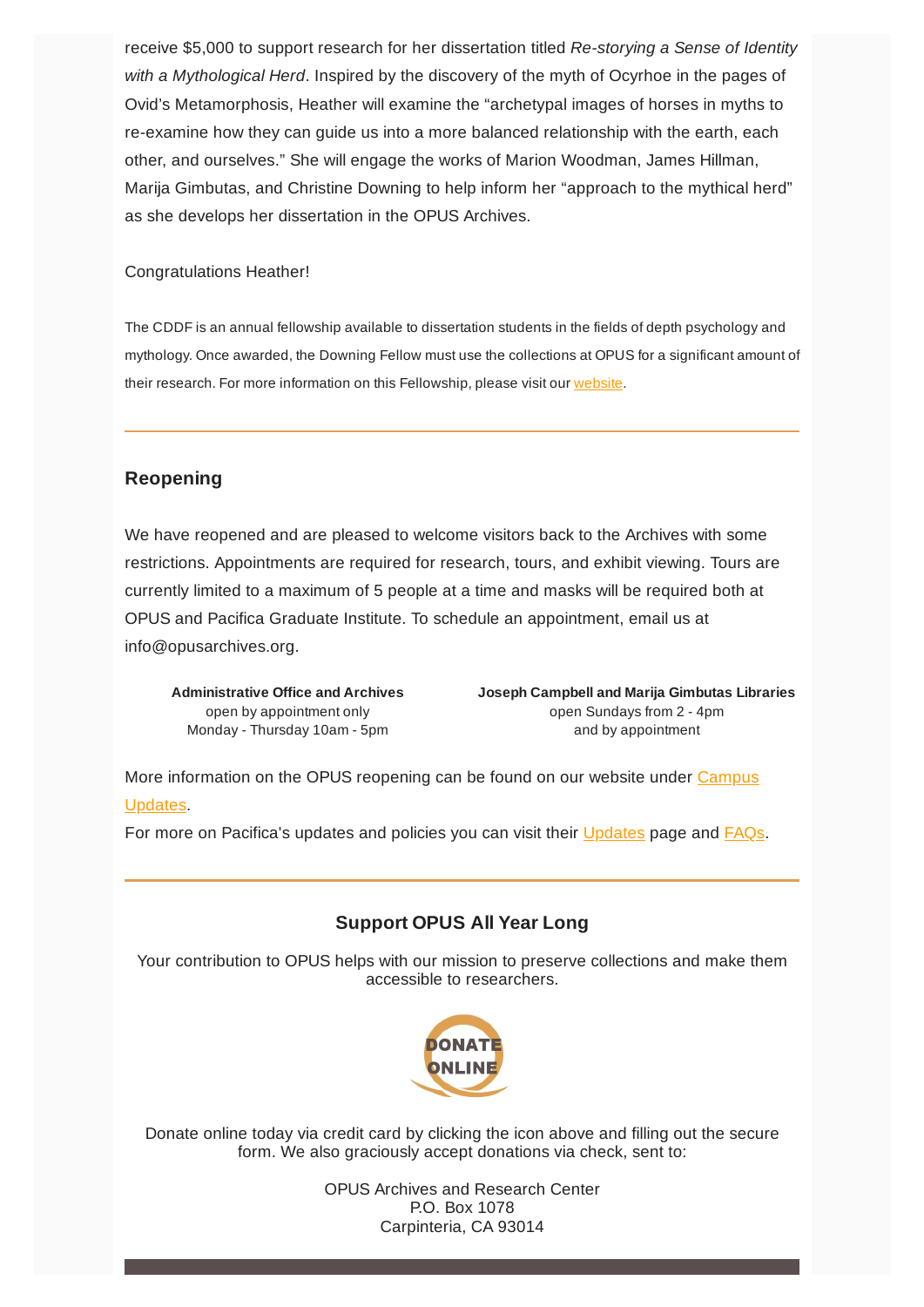receive $5,000 to support research for her dissertation titled *Re-storying a Sense of Identity with a Mythological Herd*. Inspired by the discovery of the myth of Ocyrhoe in the pages of Ovid's Metamorphosis, Heather will examine the "archetypal images of horses in myths to re-examine how they can guide us into a more balanced relationship with the earth, each other, and ourselves." She will engage the works of Marion Woodman, James Hillman, Marija Gimbutas, and Christine Downing to help inform her "approach to the mythical herd" as she develops her dissertation in the OPUS Archives.

Congratulations Heather!

The CDDF is an annual fellowship available to dissertation students in the fields of depth psychology and mythology. Once awarded, the Downing Fellow must use the collections at OPUS for a significant amount of their research. For more information on this Fellowship, please visit our website.

---

## Reopening

We have reopened and are pleased to welcome visitors back to the Archives with some restrictions. Appointments are required for research, tours, and exhibit viewing. Tours are currently limited to a maximum of 5 people at a time and masks will be required both at OPUS and Pacifica Graduate Institute. To schedule an appointment, email us at info@opusarchives.org.

**Administrative Office and Archives**
open by appointment only
Monday - Thursday 10am - 5pm

**Joseph Campbell and Marija Gimbutas Libraries**
open Sundays from 2 - 4pm
and by appointment

More information on the OPUS reopening can be found on our website under Campus Updates.
For more on Pacifica's updates and policies you can visit their Updates page and FAQs.

---

## Support OPUS All Year Long

Your contribution to OPUS helps with our mission to preserve collections and make them accessible to researchers.

DONATE ONLINE

Donate online today via credit card by clicking the icon above and filling out the secure form. We also graciously accept donations via check, sent to:

OPUS Archives and Research Center
P.O. Box 1078
Carpinteria, CA 93014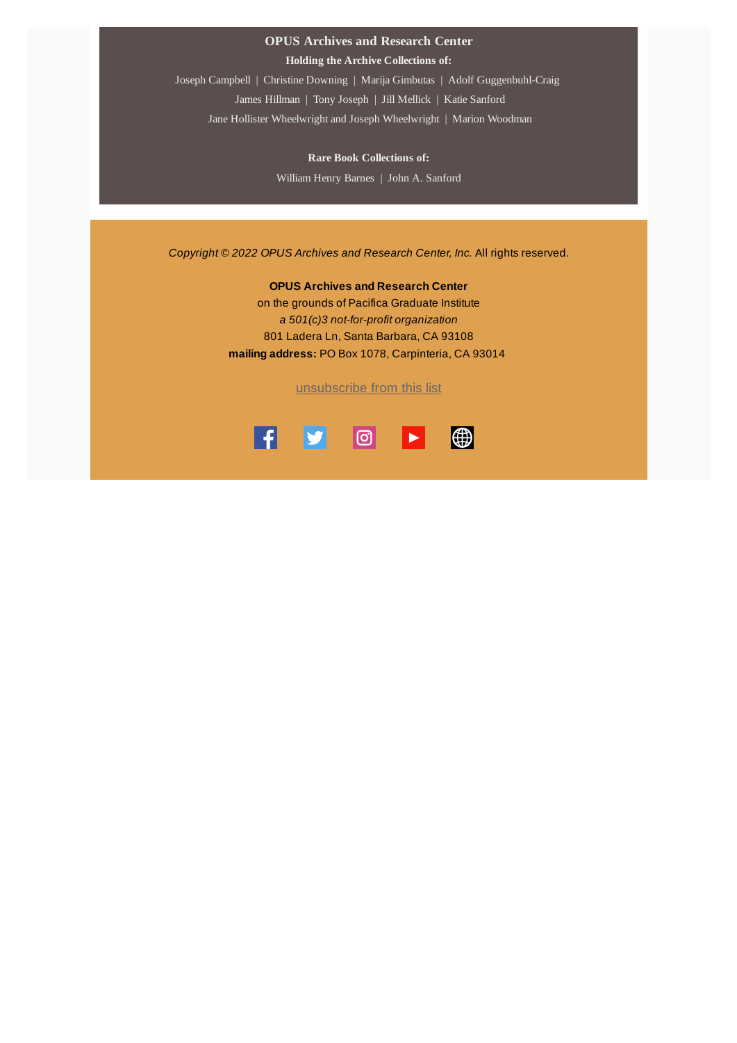**OPUS Archives and Research Center**

**Holding the Archive Collections of:**

Joseph Campbell | Christine Downing | Marija Gimbutas | Adolf Guggenbuhl-Craig

James Hillman | Tony Joseph | Jill Mellick | Katie Sanford

Jane Hollister Wheelwright and Joseph Wheelwright | Marion Woodman

**Rare Book Collections of:**

William Henry Barnes | John A. Sanford

*Copyright © 2022 OPUS Archives and Research Center, Inc.* All rights reserved.

**OPUS Archives and Research Center**
on the grounds of Pacifica Graduate Institute
*a 501(c)3 not-for-profit organization*
801 Ladera Ln, Santa Barbara, CA 93108
**mailing address:** PO Box 1078, Carpinteria, CA 93014

unsubscribe from this list